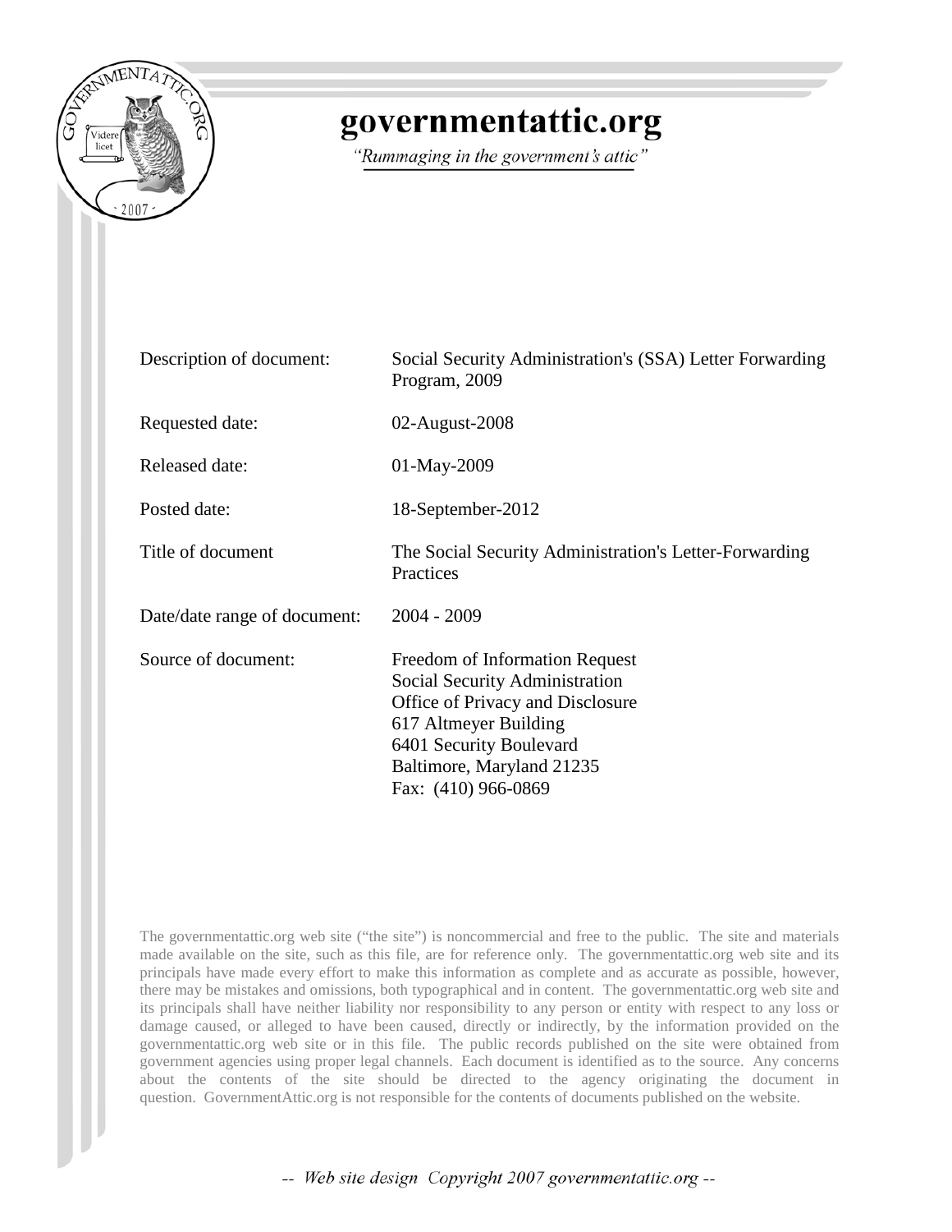# governmentattic.org

*"Rummaging in the government's attic"*

| | |
|---|---|
| Description of document: | Social Security Administration's (SSA) Letter Forwarding Program, 2009 |
| Requested date: | 02-August-2008 |
| Released date: | 01-May-2009 |
| Posted date: | 18-September-2012 |
| Title of document | The Social Security Administration's Letter-Forwarding Practices |
| Date/date range of document: | 2004 - 2009 |
| Source of document: | Freedom of Information Request<br>Social Security Administration<br>Office of Privacy and Disclosure<br>617 Altmeyer Building<br>6401 Security Boulevard<br>Baltimore, Maryland 21235<br>Fax: (410) 966-0869 |

The governmentattic.org web site ("the site") is noncommercial and free to the public. The site and materials made available on the site, such as this file, are for reference only. The governmentattic.org web site and its principals have made every effort to make this information as complete and as accurate as possible, however, there may be mistakes and omissions, both typographical and in content. The governmentattic.org web site and its principals shall have neither liability nor responsibility to any person or entity with respect to any loss or damage caused, or alleged to have been caused, directly or indirectly, by the information provided on the governmentattic.org web site or in this file. The public records published on the site were obtained from government agencies using proper legal channels. Each document is identified as to the source. Any concerns about the contents of the site should be directed to the agency originating the document in question. GovernmentAttic.org is not responsible for the contents of documents published on the website.

*-- Web site design Copyright 2007 governmentattic.org --*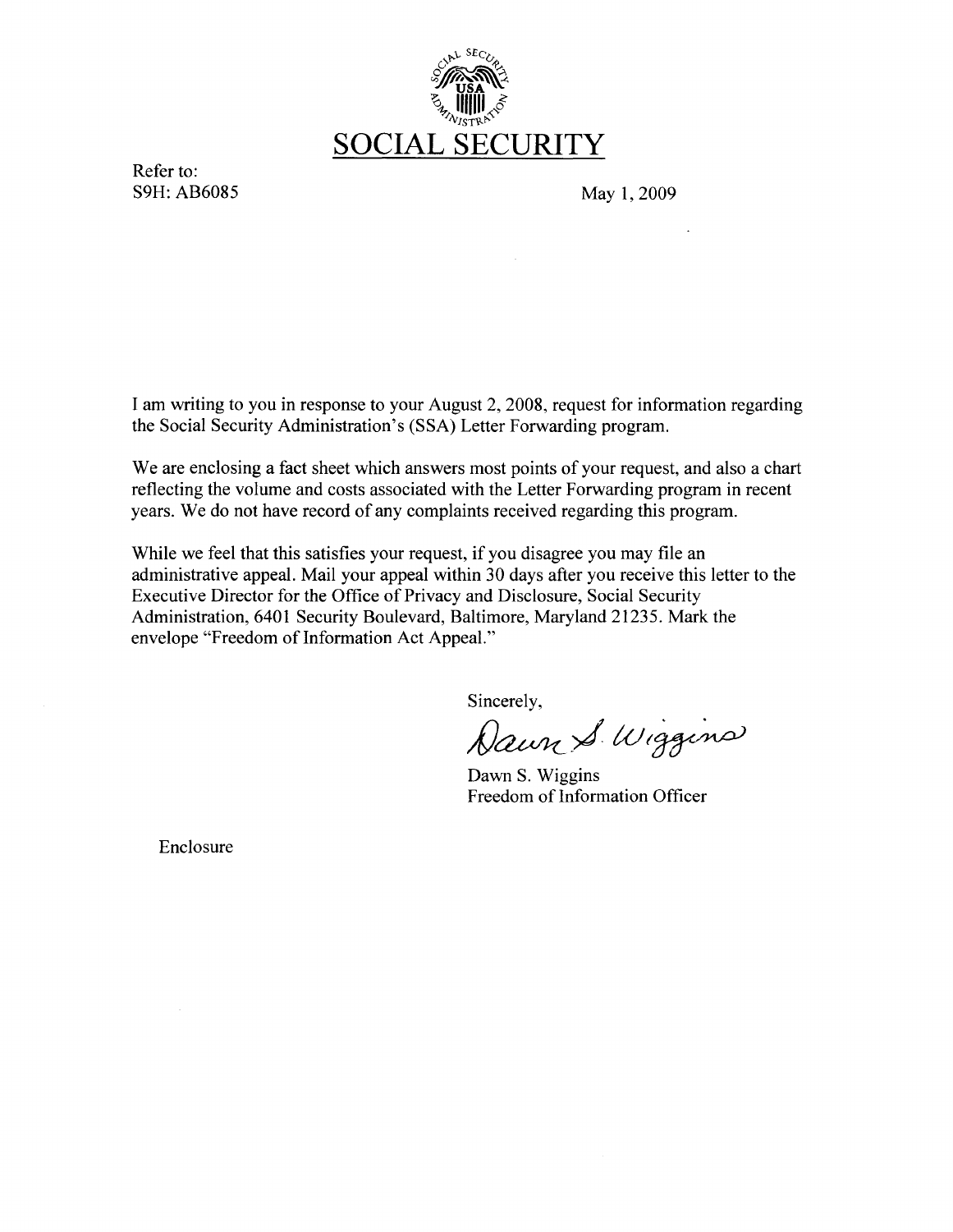# SOCIAL SECURITY

Refer to:
S9H: AB6085

May 1, 2009

I am writing to you in response to your August 2, 2008, request for information regarding the Social Security Administration's (SSA) Letter Forwarding program.

We are enclosing a fact sheet which answers most points of your request, and also a chart reflecting the volume and costs associated with the Letter Forwarding program in recent years. We do not have record of any complaints received regarding this program.

While we feel that this satisfies your request, if you disagree you may file an administrative appeal. Mail your appeal within 30 days after you receive this letter to the Executive Director for the Office of Privacy and Disclosure, Social Security Administration, 6401 Security Boulevard, Baltimore, Maryland 21235. Mark the envelope "Freedom of Information Act Appeal."

Sincerely,

Dawn S. Wiggins

Dawn S. Wiggins
Freedom of Information Officer

Enclosure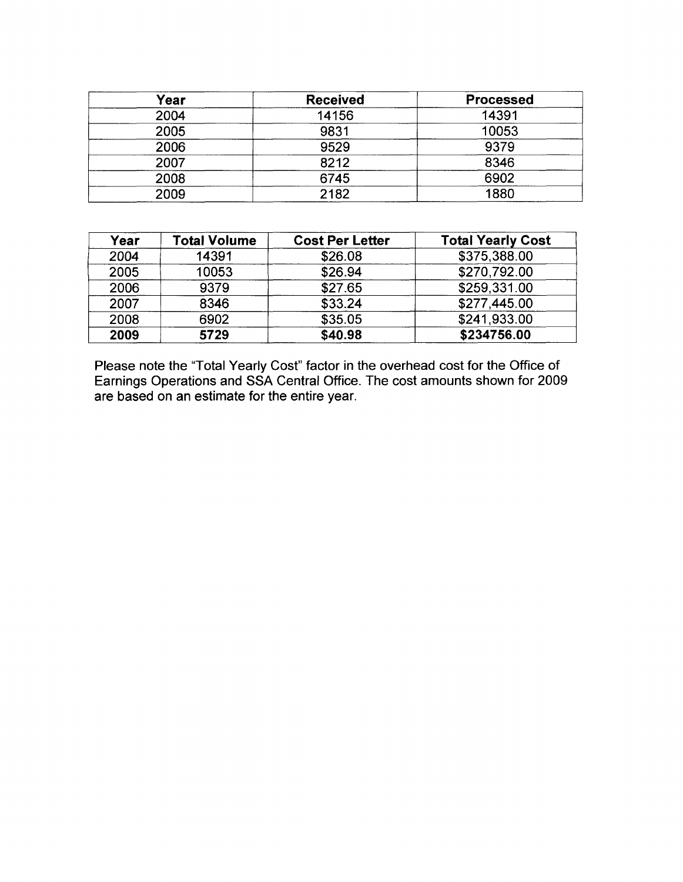| Year | Received | Processed |
|---|---|---|
| 2004 | 14156 | 14391 |
| 2005 | 9831 | 10053 |
| 2006 | 9529 | 9379 |
| 2007 | 8212 | 8346 |
| 2008 | 6745 | 6902 |
| 2009 | 2182 | 1880 |

| Year | Total Volume | Cost Per Letter | Total Yearly Cost |
|---|---|---|---|
| 2004 | 14391 | $26.08 | $375,388.00 |
| 2005 | 10053 | $26.94 | $270,792.00 |
| 2006 | 9379 | $27.65 | $259,331.00 |
| 2007 | 8346 | $33.24 | $277,445.00 |
| 2008 | 6902 | $35.05 | $241,933.00 |
| **2009** | **5729** | **$40.98** | **$234756.00** |

Please note the "Total Yearly Cost" factor in the overhead cost for the Office of Earnings Operations and SSA Central Office. The cost amounts shown for 2009 are based on an estimate for the entire year.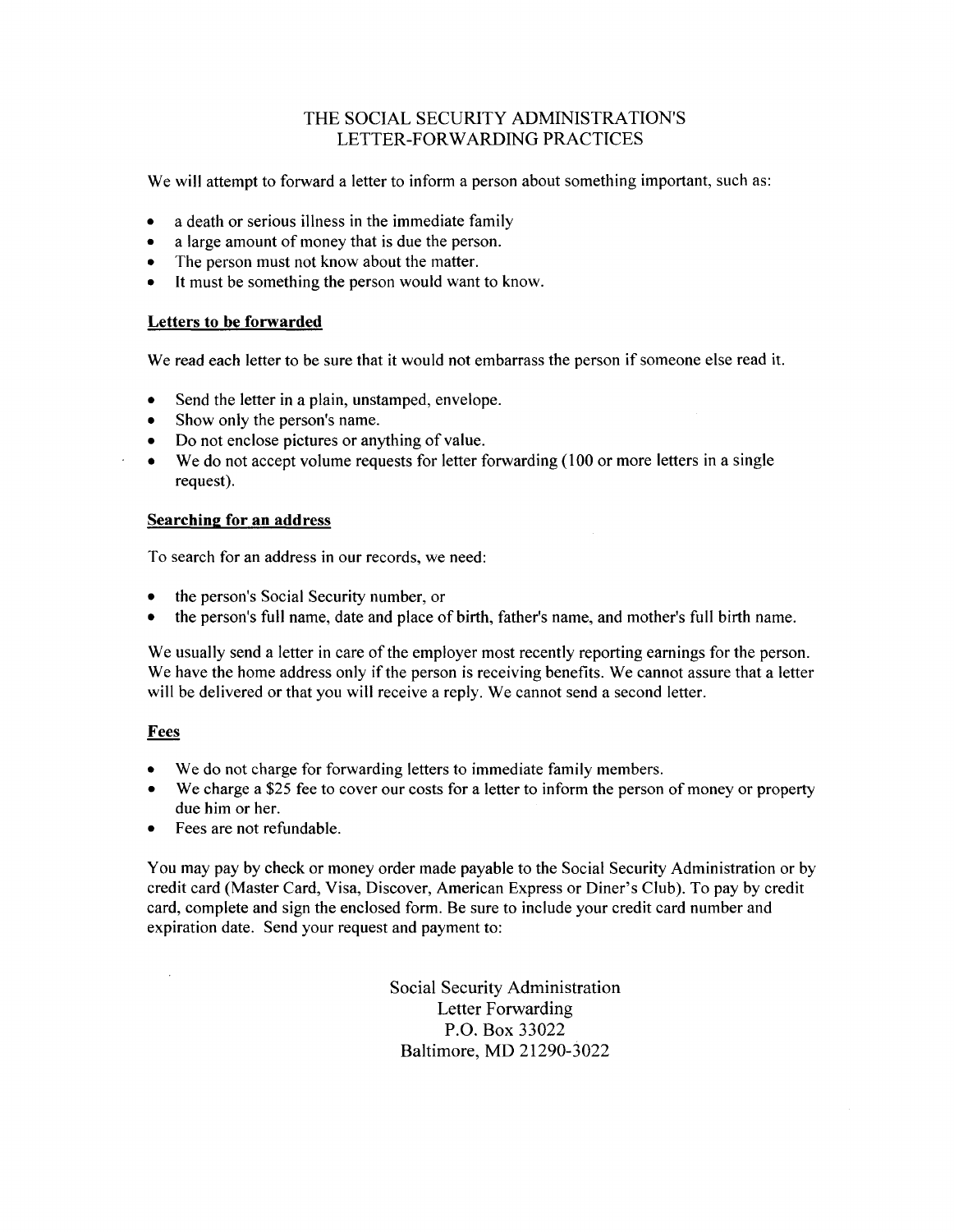# THE SOCIAL SECURITY ADMINISTRATION'S LETTER-FORWARDING PRACTICES

We will attempt to forward a letter to inform a person about something important, such as:

- a death or serious illness in the immediate family
- a large amount of money that is due the person.
- The person must not know about the matter.
- It must be something the person would want to know.

## Letters to be forwarded

We read each letter to be sure that it would not embarrass the person if someone else read it.

- Send the letter in a plain, unstamped, envelope.
- Show only the person's name.
- Do not enclose pictures or anything of value.
- We do not accept volume requests for letter forwarding (100 or more letters in a single request).

## Searching for an address

To search for an address in our records, we need:

- the person's Social Security number, or
- the person's full name, date and place of birth, father's name, and mother's full birth name.

We usually send a letter in care of the employer most recently reporting earnings for the person. We have the home address only if the person is receiving benefits. We cannot assure that a letter will be delivered or that you will receive a reply. We cannot send a second letter.

## Fees

- We do not charge for forwarding letters to immediate family members.
- We charge a $25 fee to cover our costs for a letter to inform the person of money or property due him or her.
- Fees are not refundable.

You may pay by check or money order made payable to the Social Security Administration or by credit card (Master Card, Visa, Discover, American Express or Diner's Club). To pay by credit card, complete and sign the enclosed form. Be sure to include your credit card number and expiration date. Send your request and payment to:

Social Security Administration
Letter Forwarding
P.O. Box 33022
Baltimore, MD 21290-3022